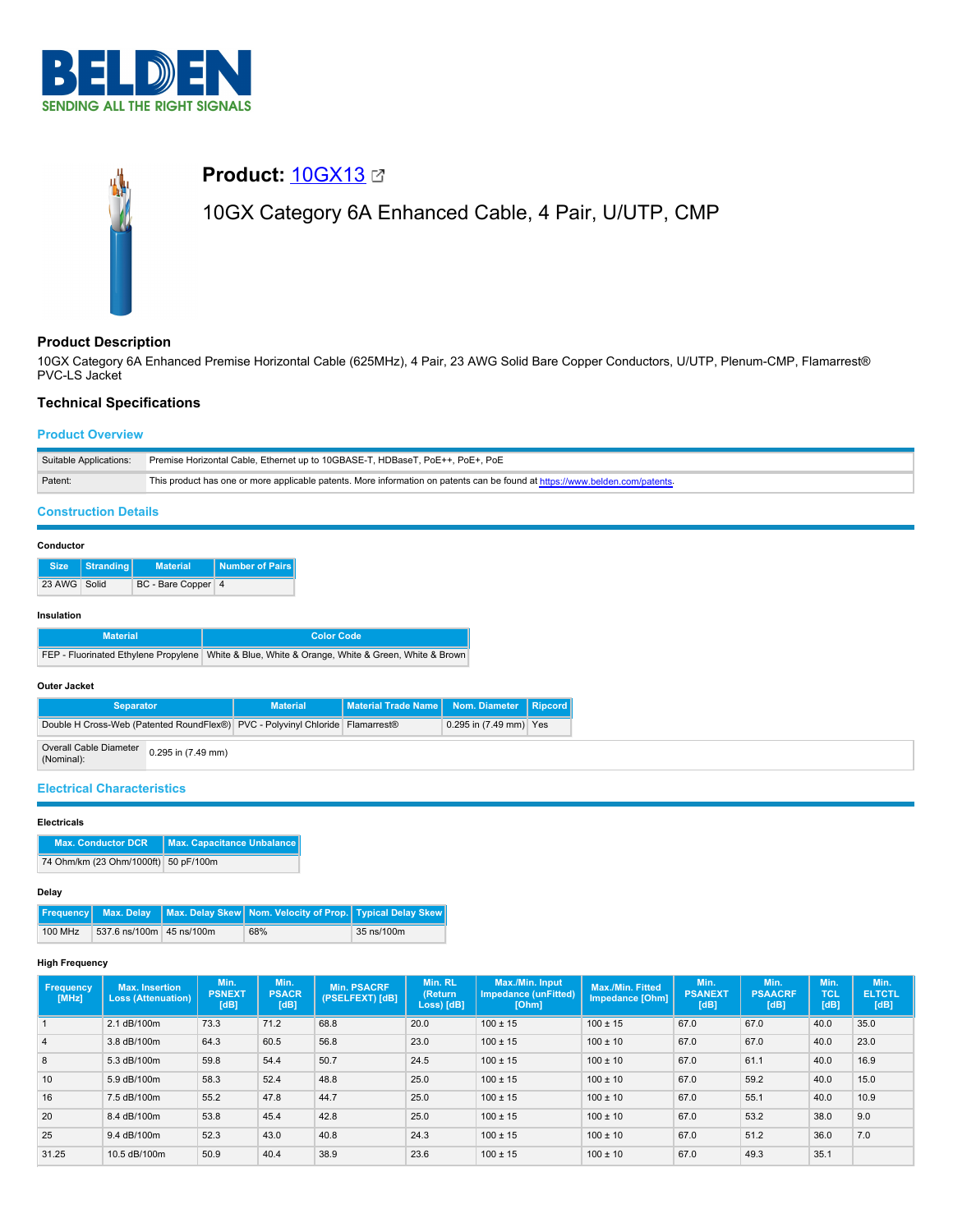# Product: 10GX13

10GX Category 6A Enhanced Cable, 4 Pair, U/UTP, CMP

## Product Description

10GX Category 6A Enhanced Premise Horizontal Cable (625MHz), 4 Pair, 23 AWG Solid Bare Copper Conductors, U/UTP, Plenum-CMP, Flamarrest® PVC-LS Jacket

## Technical Specifications

### Product Overview

| | |
|---|---|
| Suitable Applications: | Premise Horizontal Cable, Ethernet up to 10GBASE-T, HDBaseT, PoE++, PoE+, PoE |
| Patent: | This product has one or more applicable patents. More information on patents can be found at https://www.belden.com/patents. |

### Construction Details

#### Conductor

| Size | Stranding | Material | Number of Pairs |
|---|---|---|---|
| 23 AWG | Solid | BC - Bare Copper | 4 |

#### Insulation

| Material | Color Code |
|---|---|
| FEP - Fluorinated Ethylene Propylene | White & Blue, White & Orange, White & Green, White & Brown |

#### Outer Jacket

| Separator | Material | Material Trade Name | Nom. Diameter | Ripcord |
|---|---|---|---|---|
| Double H Cross-Web (Patented RoundFlex®) | PVC - Polyvinyl Chloride | Flamarrest® | 0.295 in (7.49 mm) | Yes |

| | |
|---|---|
| Overall Cable Diameter (Nominal): | 0.295 in (7.49 mm) |

### Electrical Characteristics

#### Electricals

| Max. Conductor DCR | Max. Capacitance Unbalance |
|---|---|
| 74 Ohm/km (23 Ohm/1000ft) | 50 pF/100m |

#### Delay

| Frequency | Max. Delay | Max. Delay Skew | Nom. Velocity of Prop. | Typical Delay Skew |
|---|---|---|---|---|
| 100 MHz | 537.6 ns/100m | 45 ns/100m | 68% | 35 ns/100m |

#### High Frequency

| Frequency [MHz] | Max. Insertion Loss (Attenuation) | Min. PSNEXT [dB] | Min. PSACR [dB] | Min. PSACRF (PSELFEXT) [dB] | Min. RL (Return Loss) [dB] | Max./Min. Input Impedance (unFitted) [Ohm] | Max./Min. Fitted Impedance [Ohm] | Min. PSANEXT [dB] | Min. PSAACRF [dB] | Min. TCL [dB] | Min. ELTCTL [dB] |
|---|---|---|---|---|---|---|---|---|---|---|---|
| 1 | 2.1 dB/100m | 73.3 | 71.2 | 68.8 | 20.0 | 100 ± 15 | 100 ± 15 | 67.0 | 67.0 | 40.0 | 35.0 |
| 4 | 3.8 dB/100m | 64.3 | 60.5 | 56.8 | 23.0 | 100 ± 15 | 100 ± 10 | 67.0 | 67.0 | 40.0 | 23.0 |
| 8 | 5.3 dB/100m | 59.8 | 54.4 | 50.7 | 24.5 | 100 ± 15 | 100 ± 10 | 67.0 | 61.1 | 40.0 | 16.9 |
| 10 | 5.9 dB/100m | 58.3 | 52.4 | 48.8 | 25.0 | 100 ± 15 | 100 ± 10 | 67.0 | 59.2 | 40.0 | 15.0 |
| 16 | 7.5 dB/100m | 55.2 | 47.8 | 44.7 | 25.0 | 100 ± 15 | 100 ± 10 | 67.0 | 55.1 | 40.0 | 10.9 |
| 20 | 8.4 dB/100m | 53.8 | 45.4 | 42.8 | 25.0 | 100 ± 15 | 100 ± 10 | 67.0 | 53.2 | 38.0 | 9.0 |
| 25 | 9.4 dB/100m | 52.3 | 43.0 | 40.8 | 24.3 | 100 ± 15 | 100 ± 10 | 67.0 | 51.2 | 36.0 | 7.0 |
| 31.25 | 10.5 dB/100m | 50.9 | 40.4 | 38.9 | 23.6 | 100 ± 15 | 100 ± 10 | 67.0 | 49.3 | 35.1 | |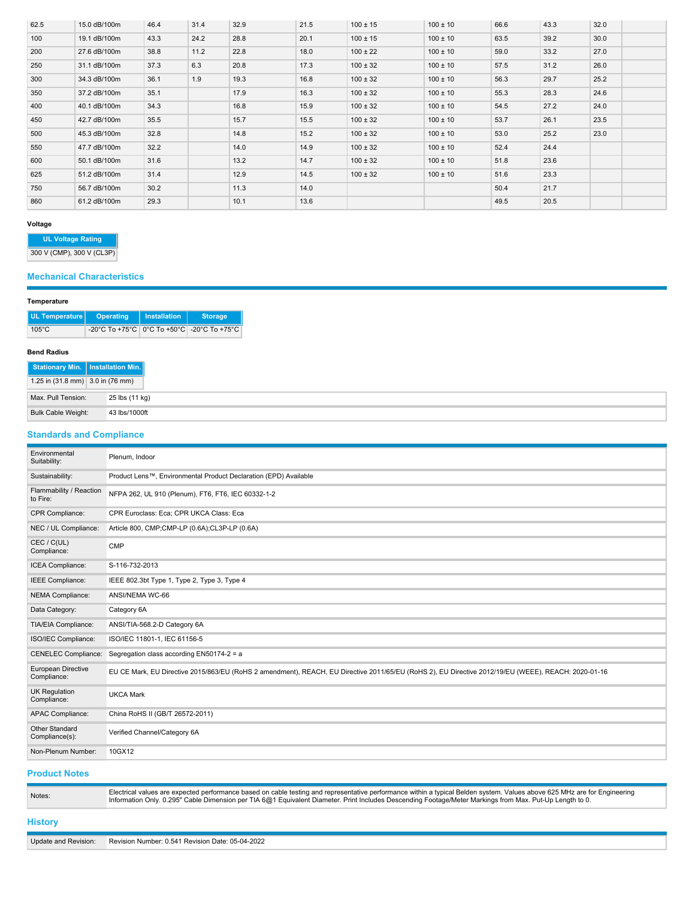| 62.5 | 15.0 dB/100m | 46.4 | 31.4 | 32.9 | 21.5 | 100 ± 15 | 100 ± 10 | 66.6 | 43.3 | 32.0 | |
|---|---|---|---|---|---|---|---|---|---|---|---|
| 100 | 19.1 dB/100m | 43.3 | 24.2 | 28.8 | 20.1 | 100 ± 15 | 100 ± 10 | 63.5 | 39.2 | 30.0 | |
| 200 | 27.6 dB/100m | 38.8 | 11.2 | 22.8 | 18.0 | 100 ± 22 | 100 ± 10 | 59.0 | 33.2 | 27.0 | |
| 250 | 31.1 dB/100m | 37.3 | 6.3 | 20.8 | 17.3 | 100 ± 32 | 100 ± 10 | 57.5 | 31.2 | 26.0 | |
| 300 | 34.3 dB/100m | 36.1 | 1.9 | 19.3 | 16.8 | 100 ± 32 | 100 ± 10 | 56.3 | 29.7 | 25.2 | |
| 350 | 37.2 dB/100m | 35.1 | | 17.9 | 16.3 | 100 ± 32 | 100 ± 10 | 55.3 | 28.3 | 24.6 | |
| 400 | 40.1 dB/100m | 34.3 | | 16.8 | 15.9 | 100 ± 32 | 100 ± 10 | 54.5 | 27.2 | 24.0 | |
| 450 | 42.7 dB/100m | 35.5 | | 15.7 | 15.5 | 100 ± 32 | 100 ± 10 | 53.7 | 26.1 | 23.5 | |
| 500 | 45.3 dB/100m | 32.8 | | 14.8 | 15.2 | 100 ± 32 | 100 ± 10 | 53.0 | 25.2 | 23.0 | |
| 550 | 47.7 dB/100m | 32.2 | | 14.0 | 14.9 | 100 ± 32 | 100 ± 10 | 52.4 | 24.4 | | |
| 600 | 50.1 dB/100m | 31.6 | | 13.2 | 14.7 | 100 ± 32 | 100 ± 10 | 51.8 | 23.6 | | |
| 625 | 51.2 dB/100m | 31.4 | | 12.9 | 14.5 | 100 ± 32 | 100 ± 10 | 51.6 | 23.3 | | |
| 750 | 56.7 dB/100m | 30.2 | | 11.3 | 14.0 | | | 50.4 | 21.7 | | |
| 860 | 61.2 dB/100m | 29.3 | | 10.1 | 13.6 | | | 49.5 | 20.5 | | |

**Voltage**

| UL Voltage Rating |
|---|
| 300 V (CMP), 300 V (CL3P) |

## Mechanical Characteristics

**Temperature**

| UL Temperature | Operating | Installation | Storage |
|---|---|---|---|
| 105°C | -20°C To +75°C | 0°C To +50°C | -20°C To +75°C |

**Bend Radius**

| Stationary Min. | Installation Min. |
|---|---|
| 1.25 in (31.8 mm) | 3.0 in (76 mm) |

| | |
|---|---|
| Max. Pull Tension: | 25 lbs (11 kg) |
| Bulk Cable Weight: | 43 lbs/1000ft |

## Standards and Compliance

| | |
|---|---|
| Environmental Suitability: | Plenum, Indoor |
| Sustainability: | Product Lens™, Environmental Product Declaration (EPD) Available |
| Flammability / Reaction to Fire: | NFPA 262, UL 910 (Plenum), FT6, FT6, IEC 60332-1-2 |
| CPR Compliance: | CPR Euroclass: Eca; CPR UKCA Class: Eca |
| NEC / UL Compliance: | Article 800, CMP;CMP-LP (0.6A);CL3P-LP (0.6A) |
| CEC / C(UL) Compliance: | CMP |
| ICEA Compliance: | S-116-732-2013 |
| IEEE Compliance: | IEEE 802.3bt Type 1, Type 2, Type 3, Type 4 |
| NEMA Compliance: | ANSI/NEMA WC-66 |
| Data Category: | Category 6A |
| TIA/EIA Compliance: | ANSI/TIA-568.2-D Category 6A |
| ISO/IEC Compliance: | ISO/IEC 11801-1, IEC 61156-5 |
| CENELEC Compliance: | Segregation class according EN50174-2 = a |
| European Directive Compliance: | EU CE Mark, EU Directive 2015/863/EU (RoHS 2 amendment), REACH, EU Directive 2011/65/EU (RoHS 2), EU Directive 2012/19/EU (WEEE), REACH: 2020-01-16 |
| UK Regulation Compliance: | UKCA Mark |
| APAC Compliance: | China RoHS II (GB/T 26572-2011) |
| Other Standard Compliance(s): | Verified Channel/Category 6A |
| Non-Plenum Number: | 10GX12 |

## Product Notes

| | |
|---|---|
| Notes: | Electrical values are expected performance based on cable testing and representative performance within a typical Belden system. Values above 625 MHz are for Engineering Information Only. 0.295" Cable Dimension per TIA 6@1 Equivalent Diameter. Print Includes Descending Footage/Meter Markings from Max. Put-Up Length to 0. |

## History

| | |
|---|---|
| Update and Revision: | Revision Number: 0.541 Revision Date: 05-04-2022 |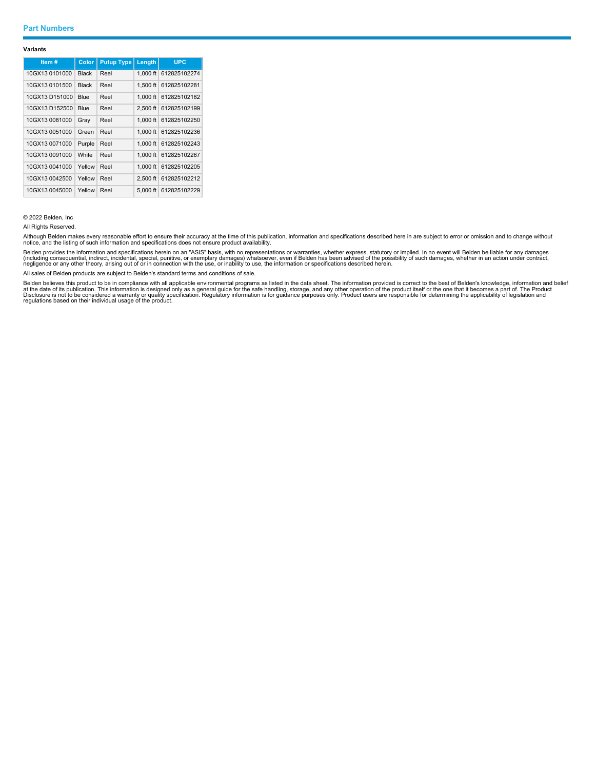## Part Numbers

**Variants**

| Item # | Color | Putup Type | Length | UPC |
|---|---|---|---|---|
| 10GX13 0101000 | Black | Reel | 1,000 ft | 612825102274 |
| 10GX13 0101500 | Black | Reel | 1,500 ft | 612825102281 |
| 10GX13 D151000 | Blue | Reel | 1,000 ft | 612825102182 |
| 10GX13 D152500 | Blue | Reel | 2,500 ft | 612825102199 |
| 10GX13 0081000 | Gray | Reel | 1,000 ft | 612825102250 |
| 10GX13 0051000 | Green | Reel | 1,000 ft | 612825102236 |
| 10GX13 0071000 | Purple | Reel | 1,000 ft | 612825102243 |
| 10GX13 0091000 | White | Reel | 1,000 ft | 612825102267 |
| 10GX13 0041000 | Yellow | Reel | 1,000 ft | 612825102205 |
| 10GX13 0042500 | Yellow | Reel | 2,500 ft | 612825102212 |
| 10GX13 0045000 | Yellow | Reel | 5,000 ft | 612825102229 |

© 2022 Belden, Inc

All Rights Reserved.

Although Belden makes every reasonable effort to ensure their accuracy at the time of this publication, information and specifications described here in are subject to error or omission and to change without notice, and the listing of such information and specifications does not ensure product availability.

Belden provides the information and specifications herein on an "ASIS" basis, with no representations or warranties, whether express, statutory or implied. In no event will Belden be liable for any damages (including consequential, indirect, incidental, special, punitive, or exemplary damages) whatsoever, even if Belden has been advised of the possibility of such damages, whether in an action under contract, negligence or any other theory, arising out of or in connection with the use, or inability to use, the information or specifications described herein.

All sales of Belden products are subject to Belden's standard terms and conditions of sale.

Belden believes this product to be in compliance with all applicable environmental programs as listed in the data sheet. The information provided is correct to the best of Belden's knowledge, information and belief at the date of its publication. This information is designed only as a general guide for the safe handling, storage, and any other operation of the product itself or the one that it becomes a part of. The Product Disclosure is not to be considered a warranty or quality specification. Regulatory information is for guidance purposes only. Product users are responsible for determining the applicability of legislation and regulations based on their individual usage of the product.